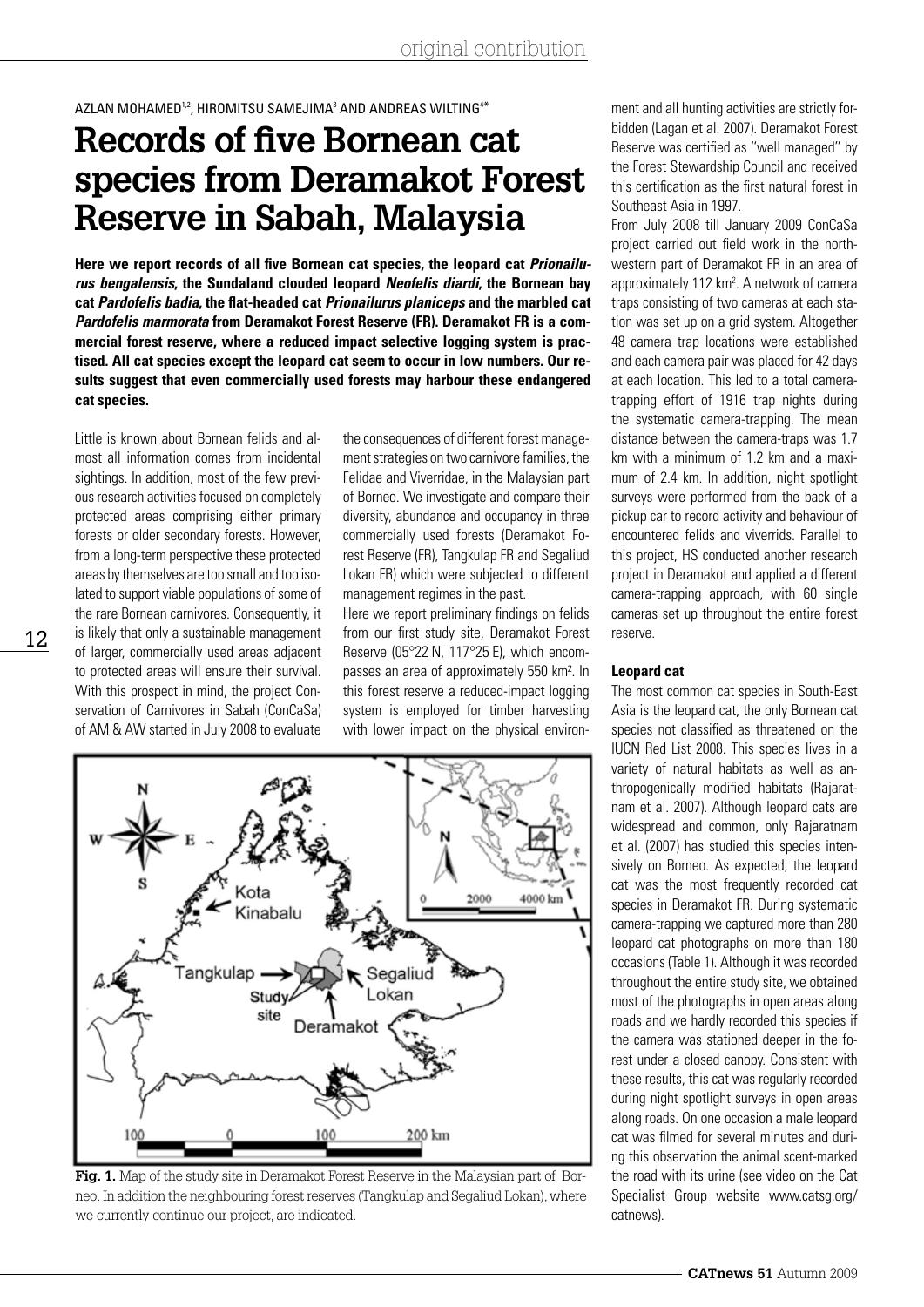original contribution

AZLAN MOHAMED[1,2], HIROMITSU SAMEJIMA[3] AND ANDREAS WILTING[4*]

# Records of five Bornean cat species from Deramakot Forest Reserve in Sabah, Malaysia

**Here we report records of all five Bornean cat species, the leopard cat *Prionailurus bengalensis*, the Sundaland clouded leopard *Neofelis diardi*, the Bornean bay cat *Pardofelis badia*, the flat-headed cat *Prionailurus planiceps* and the marbled cat *Pardofelis marmorata* from Deramakot Forest Reserve (FR). Deramakot FR is a commercial forest reserve, where a reduced impact selective logging system is practised. All cat species except the leopard cat seem to occur in low numbers. Our results suggest that even commercially used forests may harbour these endangered cat species.**

Little is known about Bornean felids and almost all information comes from incidental sightings. In addition, most of the few previous research activities focused on completely protected areas comprising either primary forests or older secondary forests. However, from a long-term perspective these protected areas by themselves are too small and too isolated to support viable populations of some of the rare Bornean carnivores. Consequently, it is likely that only a sustainable management of larger, commercially used areas adjacent to protected areas will ensure their survival. With this prospect in mind, the project Conservation of Carnivores in Sabah (ConCaSa) of AM & AW started in July 2008 to evaluate the consequences of different forest management strategies on two carnivore families, the Felidae and Viverridae, in the Malaysian part of Borneo. We investigate and compare their diversity, abundance and occupancy in three commercially used forests (Deramakot Forest Reserve (FR), Tangkulap FR and Segaliud Lokan FR) which were subjected to different management regimes in the past.

Here we report preliminary findings on felids from our first study site, Deramakot Forest Reserve (05°22 N, 117°25 E), which encompasses an area of approximately 550 km². In this forest reserve a reduced-impact logging system is employed for timber harvesting with lower impact on the physical environment and all hunting activities are strictly forbidden (Lagan et al. 2007). Deramakot Forest Reserve was certified as "well managed" by the Forest Stewardship Council and received this certification as the first natural forest in Southeast Asia in 1997.

From July 2008 till January 2009 ConCaSa project carried out field work in the northwestern part of Deramakot FR in an area of approximately 112 km². A network of camera traps consisting of two cameras at each station was set up on a grid system. Altogether 48 camera trap locations were established and each camera pair was placed for 42 days at each location. This led to a total camera-trapping effort of 1916 trap nights during the systematic camera-trapping. The mean distance between the camera-traps was 1.7 km with a minimum of 1.2 km and a maximum of 2.4 km. In addition, night spotlight surveys were performed from the back of a pickup car to record activity and behaviour of encountered felids and viverrids. Parallel to this project, HS conducted another research project in Deramakot and applied a different camera-trapping approach, with 60 single cameras set up throughout the entire forest reserve.

**Fig. 1.** Map of the study site in Deramakot Forest Reserve in the Malaysian part of Borneo. In addition the neighbouring forest reserves (Tangkulap and Segaliud Lokan), where we currently continue our project, are indicated.

### Leopard cat

The most common cat species in South-East Asia is the leopard cat, the only Bornean cat species not classified as threatened on the IUCN Red List 2008. This species lives in a variety of natural habitats as well as anthropogenically modified habitats (Rajaratnam et al. 2007). Although leopard cats are widespread and common, only Rajaratnam et al. (2007) has studied this species intensively on Borneo. As expected, the leopard cat was the most frequently recorded cat species in Deramakot FR. During systematic camera-trapping we captured more than 280 leopard cat photographs on more than 180 occasions (Table 1). Although it was recorded throughout the entire study site, we obtained most of the photographs in open areas along roads and we hardly recorded this species if the camera was stationed deeper in the forest under a closed canopy. Consistent with these results, this cat was regularly recorded during night spotlight surveys in open areas along roads. On one occasion a male leopard cat was filmed for several minutes and during this observation the animal scent-marked the road with its urine (see video on the Cat Specialist Group website www.catsg.org/catnews).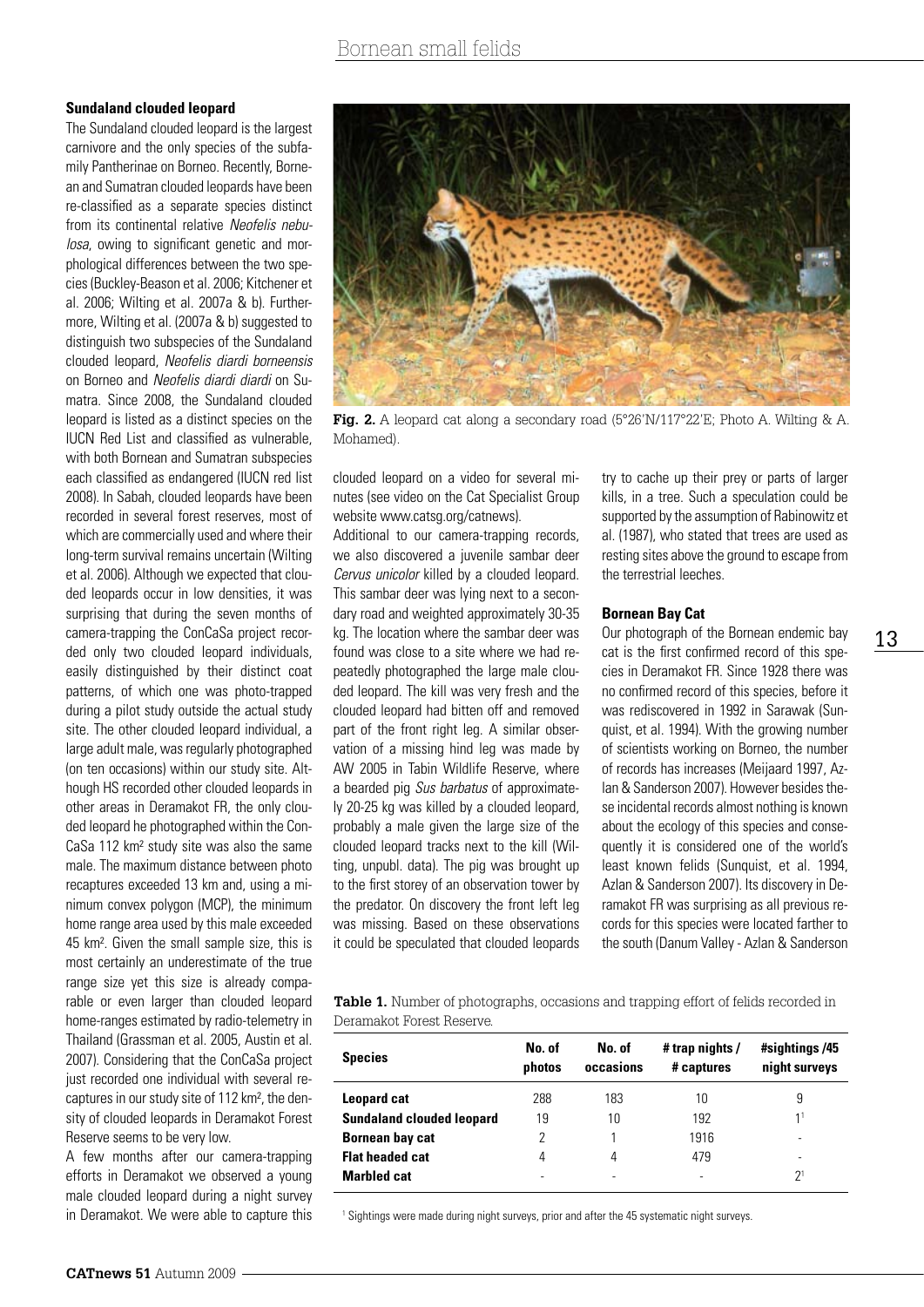### Sundaland clouded leopard

The Sundaland clouded leopard is the largest carnivore and the only species of the subfamily Pantherinae on Borneo. Recently, Bornean and Sumatran clouded leopards have been re-classified as a separate species distinct from its continental relative *Neofelis nebulosa*, owing to significant genetic and morphological differences between the two species (Buckley-Beason et al. 2006; Kitchener et al. 2006; Wilting et al. 2007a & b). Furthermore, Wilting et al. (2007a & b) suggested to distinguish two subspecies of the Sundaland clouded leopard, *Neofelis diardi borneensis* on Borneo and *Neofelis diardi diardi* on Sumatra. Since 2008, the Sundaland clouded leopard is listed as a distinct species on the IUCN Red List and classified as vulnerable, with both Bornean and Sumatran subspecies each classified as endangered (IUCN red list 2008). In Sabah, clouded leopards have been recorded in several forest reserves, most of which are commercially used and where their long-term survival remains uncertain (Wilting et al. 2006). Although we expected that clouded leopards occur in low densities, it was surprising that during the seven months of camera-trapping the ConCaSa project recorded only two clouded leopard individuals, easily distinguished by their distinct coat patterns, of which one was photo-trapped during a pilot study outside the actual study site. The other clouded leopard individual, a large adult male, was regularly photographed (on ten occasions) within our study site. Although HS recorded other clouded leopards in other areas in Deramakot FR, the only clouded leopard he photographed within the ConCaSa 112 km² study site was also the same male. The maximum distance between photo recaptures exceeded 13 km and, using a minimum convex polygon (MCP), the minimum home range area used by this male exceeded 45 km². Given the small sample size, this is most certainly an underestimate of the true range size yet this size is already comparable or even larger than clouded leopard home-ranges estimated by radio-telemetry in Thailand (Grassman et al. 2005, Austin et al. 2007). Considering that the ConCaSa project just recorded one individual with several recaptures in our study site of 112 km², the density of clouded leopards in Deramakot Forest Reserve seems to be very low.

A few months after our camera-trapping efforts in Deramakot we observed a young male clouded leopard during a night survey in Deramakot. We were able to capture this clouded leopard on a video for several minutes (see video on the Cat Specialist Group website www.catsg.org/catnews).

Additional to our camera-trapping records, we also discovered a juvenile sambar deer *Cervus unicolor* killed by a clouded leopard. This sambar deer was lying next to a secondary road and weighted approximately 30-35 kg. The location where the sambar deer was found was close to a site where we had repeatedly photographed the large male clouded leopard. The kill was very fresh and the clouded leopard had bitten off and removed part of the front right leg. A similar observation of a missing hind leg was made by AW 2005 in Tabin Wildlife Reserve, where a bearded pig *Sus barbatus* of approximately 20-25 kg was killed by a clouded leopard, probably a male given the large size of the clouded leopard tracks next to the kill (Wilting, unpubl. data). The pig was brought up to the first storey of an observation tower by the predator. On discovery the front left leg was missing. Based on these observations it could be speculated that clouded leopards try to cache up their prey or parts of larger kills, in a tree. Such a speculation could be supported by the assumption of Rabinowitz et al. (1987), who stated that trees are used as resting sites above the ground to escape from the terrestrial leeches.

**Fig. 2.** A leopard cat along a secondary road (5°26'N/117°22'E; Photo A. Wilting & A. Mohamed).

### Bornean Bay Cat

Our photograph of the Bornean endemic bay cat is the first confirmed record of this species in Deramakot FR. Since 1928 there was no confirmed record of this species, before it was rediscovered in 1992 in Sarawak (Sunquist, et al. 1994). With the growing number of scientists working on Borneo, the number of records has increases (Meijaard 1997, Azlan & Sanderson 2007). However besides these incidental records almost nothing is known about the ecology of this species and consequently it is considered one of the world's least known felids (Sunquist, et al. 1994, Azlan & Sanderson 2007). Its discovery in Deramakot FR was surprising as all previous records for this species were located farther to the south (Danum Valley - Azlan & Sanderson

**Table 1.** Number of photographs, occasions and trapping effort of felids recorded in Deramakot Forest Reserve.

| Species | No. of photos | No. of occasions | # trap nights / # captures | #sightings /45 night surveys |
|---|---|---|---|---|
| **Leopard cat** | 288 | 183 | 10 | 9 |
| **Sundaland clouded leopard** | 19 | 10 | 192 | 1[1] |
| **Bornean bay cat** | 2 | 1 | 1916 | - |
| **Flat headed cat** | 4 | 4 | 479 | - |
| **Marbled cat** | - | - | - | 2[1] |

[1] Sightings were made during night surveys, prior and after the 45 systematic night surveys.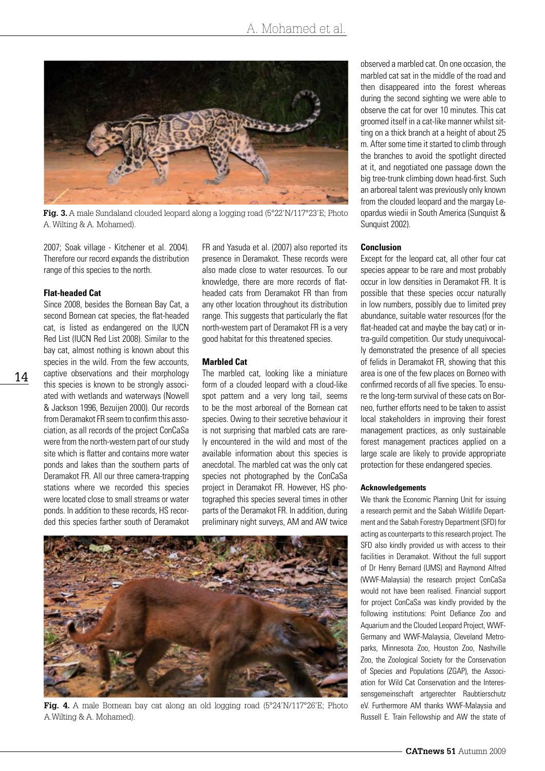**Fig. 3.** A male Sundaland clouded leopard along a logging road (5°22'N/117°23'E; Photo A. Wilting & A. Mohamed).

2007; Soak village - Kitchener et al. 2004). Therefore our record expands the distribution range of this species to the north.

### Flat-headed Cat

Since 2008, besides the Bornean Bay Cat, a second Bornean cat species, the flat-headed cat, is listed as endangered on the IUCN Red List (IUCN Red List 2008). Similar to the bay cat, almost nothing is known about this species in the wild. From the few accounts, captive observations and their morphology this species is known to be strongly associated with wetlands and waterways (Nowell & Jackson 1996, Bezuijen 2000). Our records from Deramakot FR seem to confirm this association, as all records of the project ConCaSa were from the north-western part of our study site which is flatter and contains more water ponds and lakes than the southern parts of Deramakot FR. All our three camera-trapping stations where we recorded this species were located close to small streams or water ponds. In addition to these records, HS recorded this species farther south of Deramakot FR and Yasuda et al. (2007) also reported its presence in Deramakot. These records were also made close to water resources. To our knowledge, there are more records of flat-headed cats from Deramakot FR than from any other location throughout its distribution range. This suggests that particularly the flat north-western part of Deramakot FR is a very good habitat for this threatened species.

### Marbled Cat

The marbled cat, looking like a miniature form of a clouded leopard with a cloud-like spot pattern and a very long tail, seems to be the most arboreal of the Bornean cat species. Owing to their secretive behaviour it is not surprising that marbled cats are rarely encountered in the wild and most of the available information about this species is anecdotal. The marbled cat was the only cat species not photographed by the ConCaSa project in Deramakot FR. However, HS photographed this species several times in other parts of the Deramakot FR. In addition, during preliminary night surveys, AM and AW twice observed a marbled cat. On one occasion, the marbled cat sat in the middle of the road and then disappeared into the forest whereas during the second sighting we were able to observe the cat for over 10 minutes. This cat groomed itself in a cat-like manner whilst sitting on a thick branch at a height of about 25 m. After some time it started to climb through the branches to avoid the spotlight directed at it, and negotiated one passage down the big tree-trunk climbing down head-first. Such an arboreal talent was previously only known from the clouded leopard and the margay Leopardus wiedii in South America (Sunquist & Sunquist 2002).

**Fig. 4.** A male Bornean bay cat along an old logging road (5°24'N/117°26'E; Photo A.Wilting & A. Mohamed).

### Conclusion

Except for the leopard cat, all other four cat species appear to be rare and most probably occur in low densities in Deramakot FR. It is possible that these species occur naturally in low numbers, possibly due to limited prey abundance, suitable water resources (for the flat-headed cat and maybe the bay cat) or intra-guild competition. Our study unequivocally demonstrated the presence of all species of felids in Deramakot FR, showing that this area is one of the few places on Borneo with confirmed records of all five species. To ensure the long-term survival of these cats on Borneo, further efforts need to be taken to assist local stakeholders in improving their forest management practices, as only sustainable forest management practices applied on a large scale are likely to provide appropriate protection for these endangered species.

#### Acknowledgements

We thank the Economic Planning Unit for issuing a research permit and the Sabah Wildlife Department and the Sabah Forestry Department (SFD) for acting as counterparts to this research project. The SFD also kindly provided us with access to their facilities in Deramakot. Without the full support of Dr Henry Bernard (UMS) and Raymond Alfred (WWF-Malaysia) the research project ConCaSa would not have been realised. Financial support for project ConCaSa was kindly provided by the following institutions: Point Defiance Zoo and Aquarium and the Clouded Leopard Project, WWF-Germany and WWF-Malaysia, Cleveland Metroparks, Minnesota Zoo, Houston Zoo, Nashville Zoo, the Zoological Society for the Conservation of Species and Populations (ZGAP), the Association for Wild Cat Conservation and the Interessensgemeinschaft artgerechter Raubtierschutz eV. Furthermore AM thanks WWF-Malaysia and Russell E. Train Fellowship and AW the state of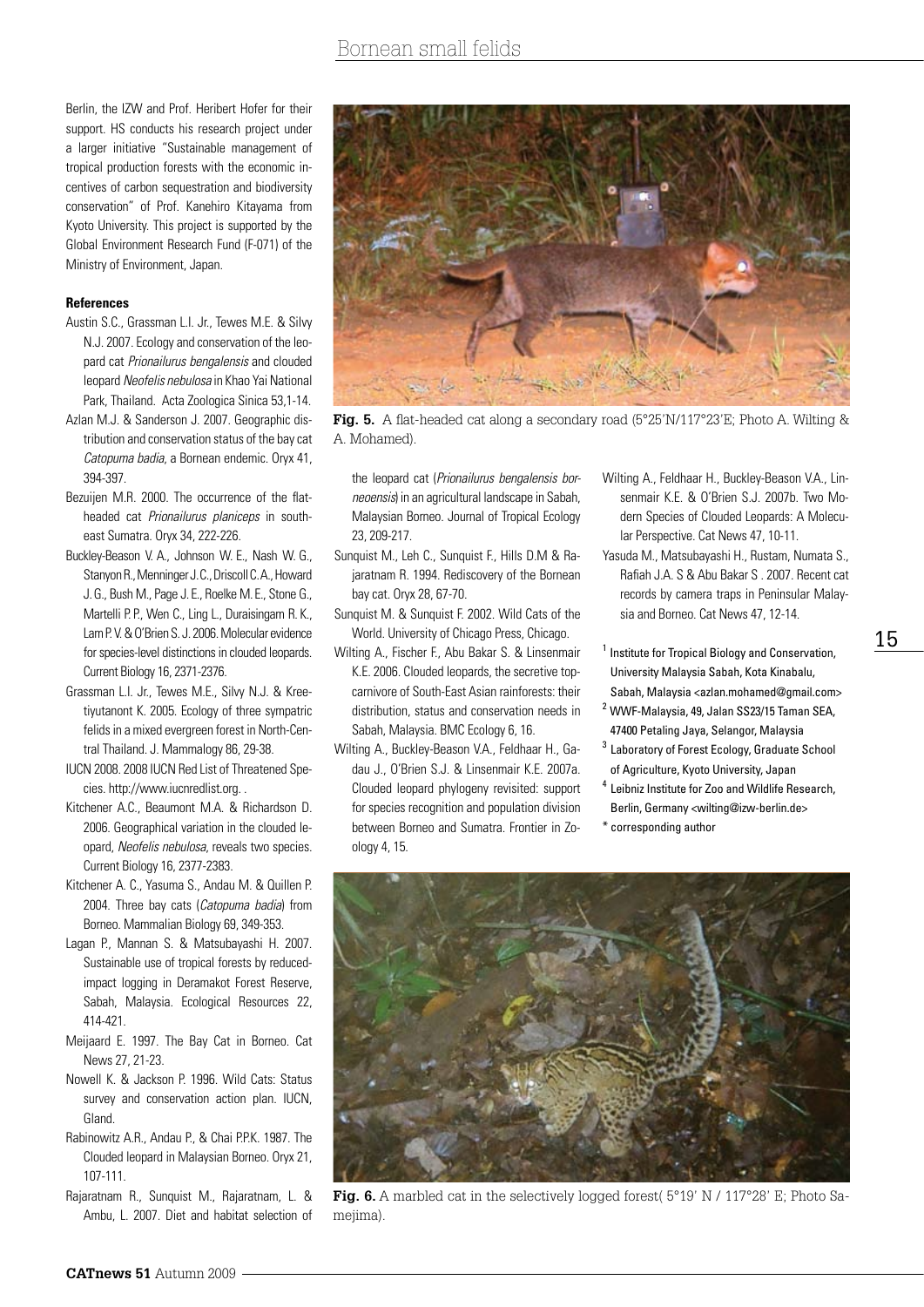Berlin, the IZW and Prof. Heribert Hofer for their support. HS conducts his research project under a larger initiative "Sustainable management of tropical production forests with the economic incentives of carbon sequestration and biodiversity conservation" of Prof. Kanehiro Kitayama from Kyoto University. This project is supported by the Global Environment Research Fund (F-071) of the Ministry of Environment, Japan.

**References**

Austin S.C., Grassman L.I. Jr., Tewes M.E. & Silvy N.J. 2007. Ecology and conservation of the leopard cat *Prionailurus bengalensis* and clouded leopard *Neofelis nebulosa* in Khao Yai National Park, Thailand. Acta Zoologica Sinica 53,1-14.

Azlan M.J. & Sanderson J. 2007. Geographic distribution and conservation status of the bay cat *Catopuma badia*, a Bornean endemic. Oryx 41, 394-397.

Bezuijen M.R. 2000. The occurrence of the flat-headed cat *Prionailurus planiceps* in southeast Sumatra. Oryx 34, 222-226.

Buckley-Beason V. A., Johnson W. E., Nash W. G., Stanyon R., Menninger J.C., Driscoll C.A., Howard J. G., Bush M., Page J. E., Roelke M. E., Stone G., Martelli P. P., Wen C., Ling L., Duraisingam R. K., Lam P. V. & O'Brien S. J. 2006. Molecular evidence for species-level distinctions in clouded leopards. Current Biology 16, 2371-2376.

Grassman L.I. Jr., Tewes M.E., Silvy N.J. & Kreetiyutanont K. 2005. Ecology of three sympatric felids in a mixed evergreen forest in North-Central Thailand. J. Mammalogy 86, 29-38.

IUCN 2008. 2008 IUCN Red List of Threatened Species. http://www.iucnredlist.org. .

Kitchener A.C., Beaumont M.A. & Richardson D. 2006. Geographical variation in the clouded leopard, *Neofelis nebulosa*, reveals two species. Current Biology 16, 2377-2383.

Kitchener A. C., Yasuma S., Andau M. & Quillen P. 2004. Three bay cats (*Catopuma badia*) from Borneo. Mammalian Biology 69, 349-353.

Lagan P., Mannan S. & Matsubayashi H. 2007. Sustainable use of tropical forests by reduced-impact logging in Deramakot Forest Reserve, Sabah, Malaysia. Ecological Resources 22, 414-421.

Meijaard E. 1997. The Bay Cat in Borneo. Cat News 27, 21-23.

Nowell K. & Jackson P. 1996. Wild Cats: Status survey and conservation action plan. IUCN, Gland.

Rabinowitz A.R., Andau P., & Chai P.P.K. 1987. The Clouded leopard in Malaysian Borneo. Oryx 21, 107-111.

Rajaratnam R., Sunquist M., Rajaratnam, L. & Ambu, L. 2007. Diet and habitat selection of the leopard cat (*Prionailurus bengalensis borneoensis*) in an agricultural landscape in Sabah, Malaysian Borneo. Journal of Tropical Ecology 23, 209-217.

Sunquist M., Leh C., Sunquist F., Hills D.M & Rajaratnam R. 1994. Rediscovery of the Bornean bay cat. Oryx 28, 67-70.

Sunquist M. & Sunquist F. 2002. Wild Cats of the World. University of Chicago Press, Chicago.

Wilting A., Fischer F., Abu Bakar S. & Linsenmair K.E. 2006. Clouded leopards, the secretive top-carnivore of South-East Asian rainforests: their distribution, status and conservation needs in Sabah, Malaysia. BMC Ecology 6, 16.

Wilting A., Buckley-Beason V.A., Feldhaar H., Gadau J., O'Brien S.J. & Linsenmair K.E. 2007a. Clouded leopard phylogeny revisited: support for species recognition and population division between Borneo and Sumatra. Frontier in Zoology 4, 15.

Wilting A., Feldhaar H., Buckley-Beason V.A., Linsenmair K.E. & O'Brien S.J. 2007b. Two Modern Species of Clouded Leopards: A Molecular Perspective. Cat News 47, 10-11.

Yasuda M., Matsubayashi H., Rustam, Numata S., Rafiah J.A. S & Abu Bakar S . 2007. Recent cat records by camera traps in Peninsular Malaysia and Borneo. Cat News 47, 12-14.

[1] Institute for Tropical Biology and Conservation, University Malaysia Sabah, Kota Kinabalu, Sabah, Malaysia <azlan.mohamed@gmail.com>

[2] WWF-Malaysia, 49, Jalan SS23/15 Taman SEA, 47400 Petaling Jaya, Selangor, Malaysia

[3] Laboratory of Forest Ecology, Graduate School of Agriculture, Kyoto University, Japan

[4] Leibniz Institute for Zoo and Wildlife Research, Berlin, Germany <wilting@izw-berlin.de>

\* corresponding author

**Fig. 5.** A flat-headed cat along a secondary road (5°25'N/117°23'E; Photo A. Wilting & A. Mohamed).

**Fig. 6.** A marbled cat in the selectively logged forest( 5°19' N / 117°28' E; Photo Samejima).